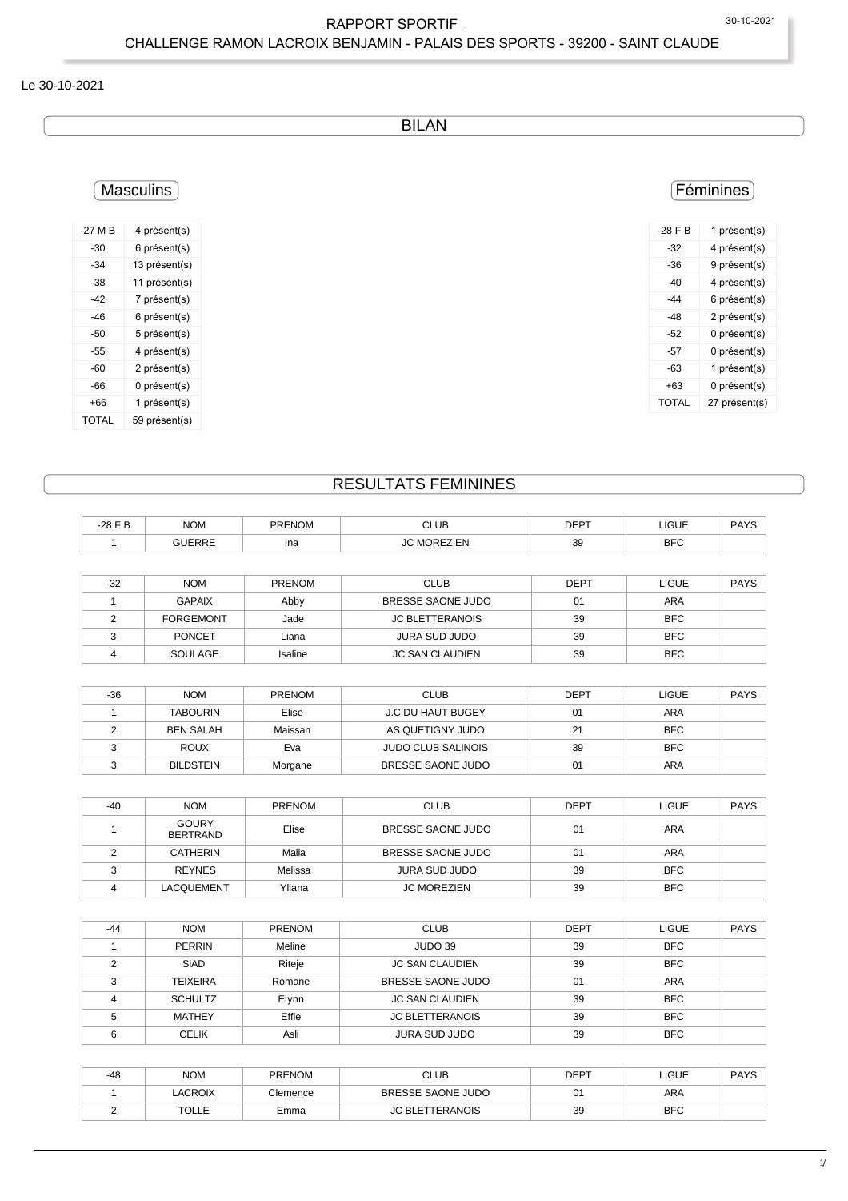# RAPPORT SPORTIF

## CHALLENGE RAMON LACROIX BENJAMIN - PALAIS DES SPORTS - 39200 - SAINT CLAUDE

Le 30-10-2021

## BILAN

### Masculins

| -27 M B | 4 présent(s) |
|---|---|
| -30 | 6 présent(s) |
| -34 | 13 présent(s) |
| -38 | 11 présent(s) |
| -42 | 7 présent(s) |
| -46 | 6 présent(s) |
| -50 | 5 présent(s) |
| -55 | 4 présent(s) |
| -60 | 2 présent(s) |
| -66 | 0 présent(s) |
| +66 | 1 présent(s) |
| TOTAL | 59 présent(s) |

### Féminines

| -28 F B | 1 présent(s) |
|---|---|
| -32 | 4 présent(s) |
| -36 | 9 présent(s) |
| -40 | 4 présent(s) |
| -44 | 6 présent(s) |
| -48 | 2 présent(s) |
| -52 | 0 présent(s) |
| -57 | 0 présent(s) |
| -63 | 1 présent(s) |
| +63 | 0 présent(s) |
| TOTAL | 27 présent(s) |

## RESULTATS FEMININES

| -28 F B | NOM | PRENOM | CLUB | DEPT | LIGUE | PAYS |
|---|---|---|---|---|---|---|
| 1 | GUERRE | Ina | JC MOREZIEN | 39 | BFC | |

| -32 | NOM | PRENOM | CLUB | DEPT | LIGUE | PAYS |
|---|---|---|---|---|---|---|
| 1 | GAPAIX | Abby | BRESSE SAONE JUDO | 01 | ARA | |
| 2 | FORGEMONT | Jade | JC BLETTERANOIS | 39 | BFC | |
| 3 | PONCET | Liana | JURA SUD JUDO | 39 | BFC | |
| 4 | SOULAGE | Isaline | JC SAN CLAUDIEN | 39 | BFC | |

| -36 | NOM | PRENOM | CLUB | DEPT | LIGUE | PAYS |
|---|---|---|---|---|---|---|
| 1 | TABOURIN | Elise | J.C.DU HAUT BUGEY | 01 | ARA | |
| 2 | BEN SALAH | Maissan | AS QUETIGNY JUDO | 21 | BFC | |
| 3 | ROUX | Eva | JUDO CLUB SALINOIS | 39 | BFC | |
| 3 | BILDSTEIN | Morgane | BRESSE SAONE JUDO | 01 | ARA | |

| -40 | NOM | PRENOM | CLUB | DEPT | LIGUE | PAYS |
|---|---|---|---|---|---|---|
| 1 | GOURY BERTRAND | Elise | BRESSE SAONE JUDO | 01 | ARA | |
| 2 | CATHERIN | Malia | BRESSE SAONE JUDO | 01 | ARA | |
| 3 | REYNES | Melissa | JURA SUD JUDO | 39 | BFC | |
| 4 | LACQUEMENT | Yliana | JC MOREZIEN | 39 | BFC | |

| -44 | NOM | PRENOM | CLUB | DEPT | LIGUE | PAYS |
|---|---|---|---|---|---|---|
| 1 | PERRIN | Meline | JUDO 39 | 39 | BFC | |
| 2 | SIAD | Riteje | JC SAN CLAUDIEN | 39 | BFC | |
| 3 | TEIXEIRA | Romane | BRESSE SAONE JUDO | 01 | ARA | |
| 4 | SCHULTZ | Elynn | JC SAN CLAUDIEN | 39 | BFC | |
| 5 | MATHEY | Effie | JC BLETTERANOIS | 39 | BFC | |
| 6 | CELIK | Asli | JURA SUD JUDO | 39 | BFC | |

| -48 | NOM | PRENOM | CLUB | DEPT | LIGUE | PAYS |
|---|---|---|---|---|---|---|
| 1 | LACROIX | Clemence | BRESSE SAONE JUDO | 01 | ARA | |
| 2 | TOLLE | Emma | JC BLETTERANOIS | 39 | BFC | |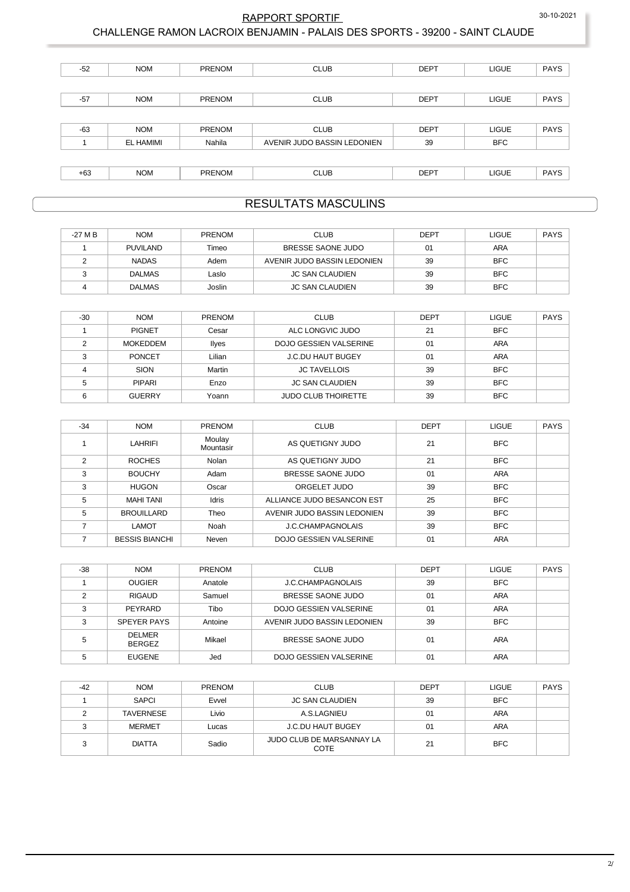| -52 | NOM | PRENOM | CLUB | DEPT | LIGUE | PAYS |
|---|---|---|---|---|---|---|

| -57 | NOM | PRENOM | CLUB | DEPT | LIGUE | PAYS |
|---|---|---|---|---|---|---|

| -63 | NOM | PRENOM | CLUB | DEPT | LIGUE | PAYS |
|---|---|---|---|---|---|---|
| 1 | EL HAMIMI | Nahila | AVENIR JUDO BASSIN LEDONIEN | 39 | BFC | |

| +63 | NOM | PRENOM | CLUB | DEPT | LIGUE | PAYS |
|---|---|---|---|---|---|---|

## RESULTATS MASCULINS

| -27 M B | NOM | PRENOM | CLUB | DEPT | LIGUE | PAYS |
|---|---|---|---|---|---|---|
| 1 | PUVILAND | Timeo | BRESSE SAONE JUDO | 01 | ARA | |
| 2 | NADAS | Adem | AVENIR JUDO BASSIN LEDONIEN | 39 | BFC | |
| 3 | DALMAS | Laslo | JC SAN CLAUDIEN | 39 | BFC | |
| 4 | DALMAS | Joslin | JC SAN CLAUDIEN | 39 | BFC | |

| -30 | NOM | PRENOM | CLUB | DEPT | LIGUE | PAYS |
|---|---|---|---|---|---|---|
| 1 | PIGNET | Cesar | ALC LONGVIC JUDO | 21 | BFC | |
| 2 | MOKEDDEM | Ilyes | DOJO GESSIEN VALSERINE | 01 | ARA | |
| 3 | PONCET | Lilian | J.C.DU HAUT BUGEY | 01 | ARA | |
| 4 | SION | Martin | JC TAVELLOIS | 39 | BFC | |
| 5 | PIPARI | Enzo | JC SAN CLAUDIEN | 39 | BFC | |
| 6 | GUERRY | Yoann | JUDO CLUB THOIRETTE | 39 | BFC | |

| -34 | NOM | PRENOM | CLUB | DEPT | LIGUE | PAYS |
|---|---|---|---|---|---|---|
| 1 | LAHRIFI | Moulay Mountasir | AS QUETIGNY JUDO | 21 | BFC | |
| 2 | ROCHES | Nolan | AS QUETIGNY JUDO | 21 | BFC | |
| 3 | BOUCHY | Adam | BRESSE SAONE JUDO | 01 | ARA | |
| 3 | HUGON | Oscar | ORGELET JUDO | 39 | BFC | |
| 5 | MAHI TANI | Idris | ALLIANCE JUDO BESANCON EST | 25 | BFC | |
| 5 | BROUILLARD | Theo | AVENIR JUDO BASSIN LEDONIEN | 39 | BFC | |
| 7 | LAMOT | Noah | J.C.CHAMPAGNOLAIS | 39 | BFC | |
| 7 | BESSIS BIANCHI | Neven | DOJO GESSIEN VALSERINE | 01 | ARA | |

| -38 | NOM | PRENOM | CLUB | DEPT | LIGUE | PAYS |
|---|---|---|---|---|---|---|
| 1 | OUGIER | Anatole | J.C.CHAMPAGNOLAIS | 39 | BFC | |
| 2 | RIGAUD | Samuel | BRESSE SAONE JUDO | 01 | ARA | |
| 3 | PEYRARD | Tibo | DOJO GESSIEN VALSERINE | 01 | ARA | |
| 3 | SPEYER PAYS | Antoine | AVENIR JUDO BASSIN LEDONIEN | 39 | BFC | |
| 5 | DELMER BERGEZ | Mikael | BRESSE SAONE JUDO | 01 | ARA | |
| 5 | EUGENE | Jed | DOJO GESSIEN VALSERINE | 01 | ARA | |

| -42 | NOM | PRENOM | CLUB | DEPT | LIGUE | PAYS |
|---|---|---|---|---|---|---|
| 1 | SAPCI | Evvel | JC SAN CLAUDIEN | 39 | BFC | |
| 2 | TAVERNESE | Livio | A.S.LAGNIEU | 01 | ARA | |
| 3 | MERMET | Lucas | J.C.DU HAUT BUGEY | 01 | ARA | |
| 3 | DIATTA | Sadio | JUDO CLUB DE MARSANNAY LA COTE | 21 | BFC | |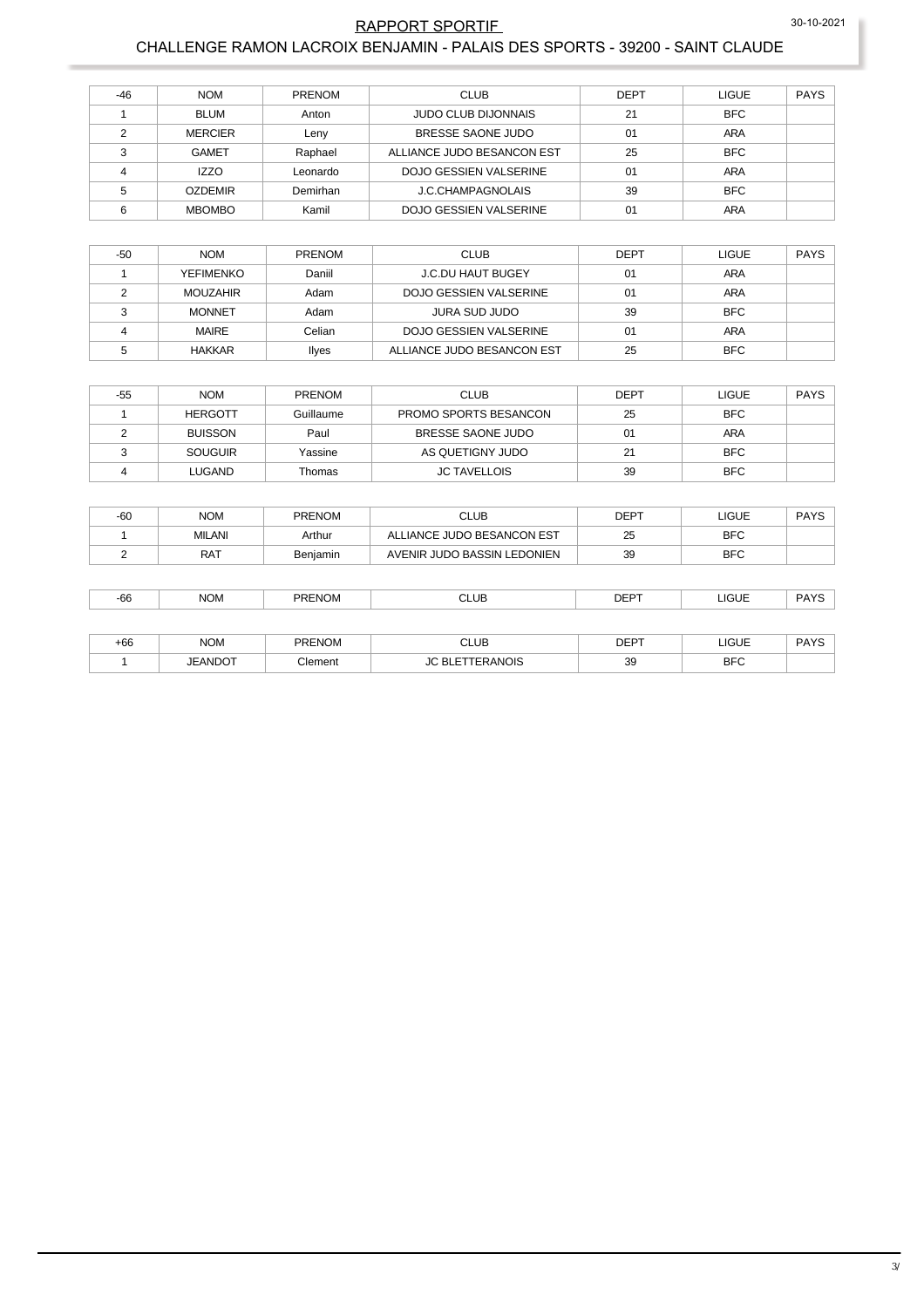## RAPPORT SPORTIF

### CHALLENGE RAMON LACROIX BENJAMIN - PALAIS DES SPORTS - 39200 - SAINT CLAUDE

| -46 | NOM | PRENOM | CLUB | DEPT | LIGUE | PAYS |
|---|---|---|---|---|---|---|
| 1 | BLUM | Anton | JUDO CLUB DIJONNAIS | 21 | BFC | |
| 2 | MERCIER | Leny | BRESSE SAONE JUDO | 01 | ARA | |
| 3 | GAMET | Raphael | ALLIANCE JUDO BESANCON EST | 25 | BFC | |
| 4 | IZZO | Leonardo | DOJO GESSIEN VALSERINE | 01 | ARA | |
| 5 | OZDEMIR | Demirhan | J.C.CHAMPAGNOLAIS | 39 | BFC | |
| 6 | MBOMBO | Kamil | DOJO GESSIEN VALSERINE | 01 | ARA | |

| -50 | NOM | PRENOM | CLUB | DEPT | LIGUE | PAYS |
|---|---|---|---|---|---|---|
| 1 | YEFIMENKO | Daniil | J.C.DU HAUT BUGEY | 01 | ARA | |
| 2 | MOUZAHIR | Adam | DOJO GESSIEN VALSERINE | 01 | ARA | |
| 3 | MONNET | Adam | JURA SUD JUDO | 39 | BFC | |
| 4 | MAIRE | Celian | DOJO GESSIEN VALSERINE | 01 | ARA | |
| 5 | HAKKAR | Ilyes | ALLIANCE JUDO BESANCON EST | 25 | BFC | |

| -55 | NOM | PRENOM | CLUB | DEPT | LIGUE | PAYS |
|---|---|---|---|---|---|---|
| 1 | HERGOTT | Guillaume | PROMO SPORTS BESANCON | 25 | BFC | |
| 2 | BUISSON | Paul | BRESSE SAONE JUDO | 01 | ARA | |
| 3 | SOUGUIR | Yassine | AS QUETIGNY JUDO | 21 | BFC | |
| 4 | LUGAND | Thomas | JC TAVELLOIS | 39 | BFC | |

| -60 | NOM | PRENOM | CLUB | DEPT | LIGUE | PAYS |
|---|---|---|---|---|---|---|
| 1 | MILANI | Arthur | ALLIANCE JUDO BESANCON EST | 25 | BFC | |
| 2 | RAT | Benjamin | AVENIR JUDO BASSIN LEDONIEN | 39 | BFC | |

| -66 | NOM | PRENOM | CLUB | DEPT | LIGUE | PAYS |
|---|---|---|---|---|---|---|

| +66 | NOM | PRENOM | CLUB | DEPT | LIGUE | PAYS |
|---|---|---|---|---|---|---|
| 1 | JEANDOT | Clement | JC BLETTERANOIS | 39 | BFC | |